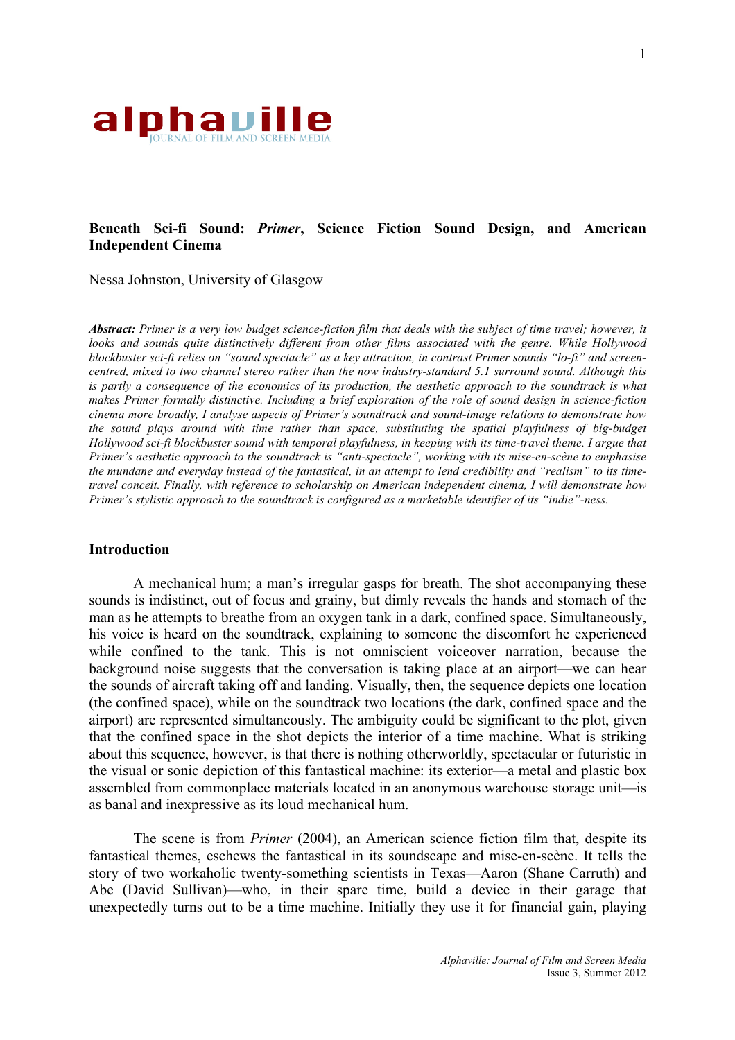# Beneath Sci-fi Sound: *Primer*, Science Fiction Sound Design, and American Independent Cinema

Nessa Johnston, University of Glasgow

***Abstract:*** *Primer is a very low budget science-fiction film that deals with the subject of time travel; however, it looks and sounds quite distinctively different from other films associated with the genre. While Hollywood blockbuster sci-fi relies on "sound spectacle" as a key attraction, in contrast Primer sounds "lo-fi" and screen-centred, mixed to two channel stereo rather than the now industry-standard 5.1 surround sound. Although this is partly a consequence of the economics of its production, the aesthetic approach to the soundtrack is what makes Primer formally distinctive. Including a brief exploration of the role of sound design in science-fiction cinema more broadly, I analyse aspects of Primer's soundtrack and sound-image relations to demonstrate how the sound plays around with time rather than space, substituting the spatial playfulness of big-budget Hollywood sci-fi blockbuster sound with temporal playfulness, in keeping with its time-travel theme. I argue that Primer's aesthetic approach to the soundtrack is "anti-spectacle", working with its mise-en-scène to emphasise the mundane and everyday instead of the fantastical, in an attempt to lend credibility and "realism" to its time-travel conceit. Finally, with reference to scholarship on American independent cinema, I will demonstrate how Primer's stylistic approach to the soundtrack is configured as a marketable identifier of its "indie"-ness.*

## Introduction

A mechanical hum; a man's irregular gasps for breath. The shot accompanying these sounds is indistinct, out of focus and grainy, but dimly reveals the hands and stomach of the man as he attempts to breathe from an oxygen tank in a dark, confined space. Simultaneously, his voice is heard on the soundtrack, explaining to someone the discomfort he experienced while confined to the tank. This is not omniscient voiceover narration, because the background noise suggests that the conversation is taking place at an airport—we can hear the sounds of aircraft taking off and landing. Visually, then, the sequence depicts one location (the confined space), while on the soundtrack two locations (the dark, confined space and the airport) are represented simultaneously. The ambiguity could be significant to the plot, given that the confined space in the shot depicts the interior of a time machine. What is striking about this sequence, however, is that there is nothing otherworldly, spectacular or futuristic in the visual or sonic depiction of this fantastical machine: its exterior—a metal and plastic box assembled from commonplace materials located in an anonymous warehouse storage unit—is as banal and inexpressive as its loud mechanical hum.

The scene is from *Primer* (2004), an American science fiction film that, despite its fantastical themes, eschews the fantastical in its soundscape and mise-en-scène. It tells the story of two workaholic twenty-something scientists in Texas—Aaron (Shane Carruth) and Abe (David Sullivan)—who, in their spare time, build a device in their garage that unexpectedly turns out to be a time machine. Initially they use it for financial gain, playing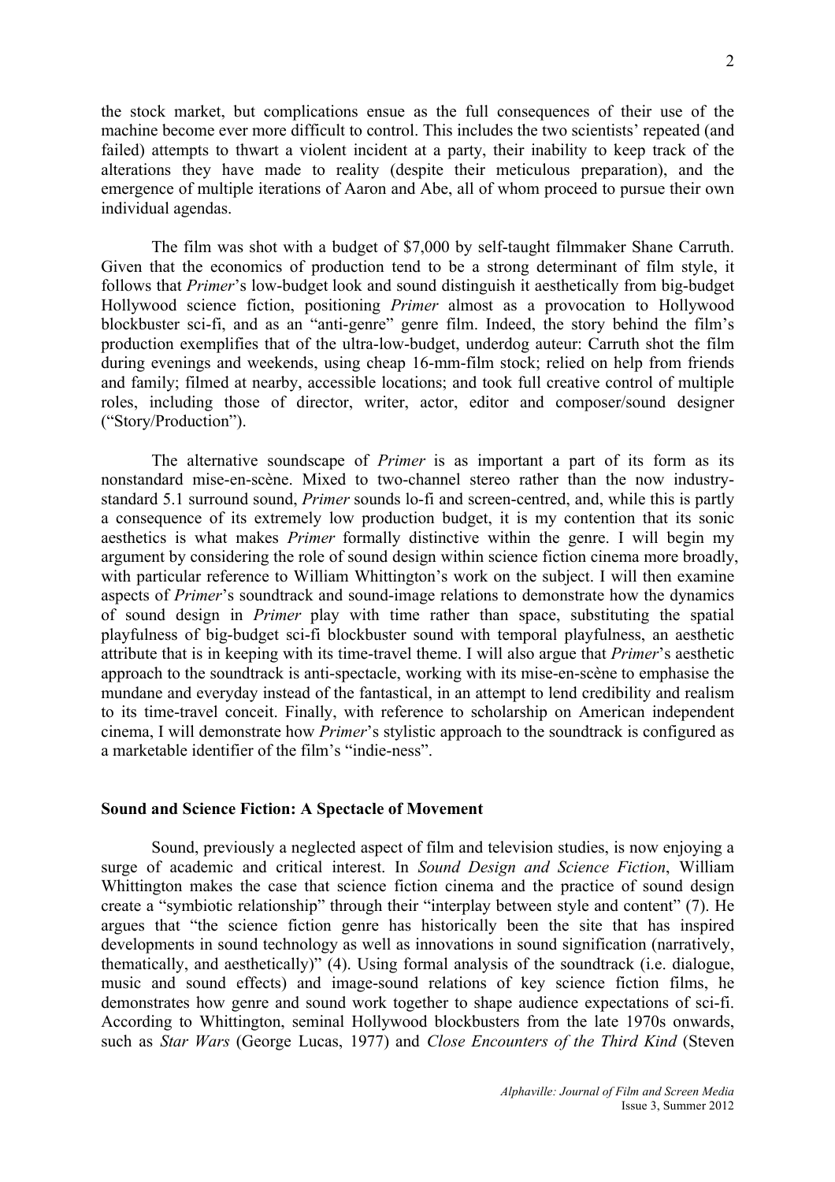the stock market, but complications ensue as the full consequences of their use of the machine become ever more difficult to control. This includes the two scientists' repeated (and failed) attempts to thwart a violent incident at a party, their inability to keep track of the alterations they have made to reality (despite their meticulous preparation), and the emergence of multiple iterations of Aaron and Abe, all of whom proceed to pursue their own individual agendas.

The film was shot with a budget of $7,000 by self-taught filmmaker Shane Carruth. Given that the economics of production tend to be a strong determinant of film style, it follows that *Primer*'s low-budget look and sound distinguish it aesthetically from big-budget Hollywood science fiction, positioning *Primer* almost as a provocation to Hollywood blockbuster sci-fi, and as an "anti-genre" genre film. Indeed, the story behind the film's production exemplifies that of the ultra-low-budget, underdog auteur: Carruth shot the film during evenings and weekends, using cheap 16-mm-film stock; relied on help from friends and family; filmed at nearby, accessible locations; and took full creative control of multiple roles, including those of director, writer, actor, editor and composer/sound designer ("Story/Production").

The alternative soundscape of *Primer* is as important a part of its form as its nonstandard mise-en-scène. Mixed to two-channel stereo rather than the now industry-standard 5.1 surround sound, *Primer* sounds lo-fi and screen-centred, and, while this is partly a consequence of its extremely low production budget, it is my contention that its sonic aesthetics is what makes *Primer* formally distinctive within the genre. I will begin my argument by considering the role of sound design within science fiction cinema more broadly, with particular reference to William Whittington's work on the subject. I will then examine aspects of *Primer*'s soundtrack and sound-image relations to demonstrate how the dynamics of sound design in *Primer* play with time rather than space, substituting the spatial playfulness of big-budget sci-fi blockbuster sound with temporal playfulness, an aesthetic attribute that is in keeping with its time-travel theme. I will also argue that *Primer*'s aesthetic approach to the soundtrack is anti-spectacle, working with its mise-en-scène to emphasise the mundane and everyday instead of the fantastical, in an attempt to lend credibility and realism to its time-travel conceit. Finally, with reference to scholarship on American independent cinema, I will demonstrate how *Primer*'s stylistic approach to the soundtrack is configured as a marketable identifier of the film's "indie-ness".

## Sound and Science Fiction: A Spectacle of Movement

Sound, previously a neglected aspect of film and television studies, is now enjoying a surge of academic and critical interest. In *Sound Design and Science Fiction*, William Whittington makes the case that science fiction cinema and the practice of sound design create a "symbiotic relationship" through their "interplay between style and content" (7). He argues that "the science fiction genre has historically been the site that has inspired developments in sound technology as well as innovations in sound signification (narratively, thematically, and aesthetically)" (4). Using formal analysis of the soundtrack (i.e. dialogue, music and sound effects) and image-sound relations of key science fiction films, he demonstrates how genre and sound work together to shape audience expectations of sci-fi. According to Whittington, seminal Hollywood blockbusters from the late 1970s onwards, such as *Star Wars* (George Lucas, 1977) and *Close Encounters of the Third Kind* (Steven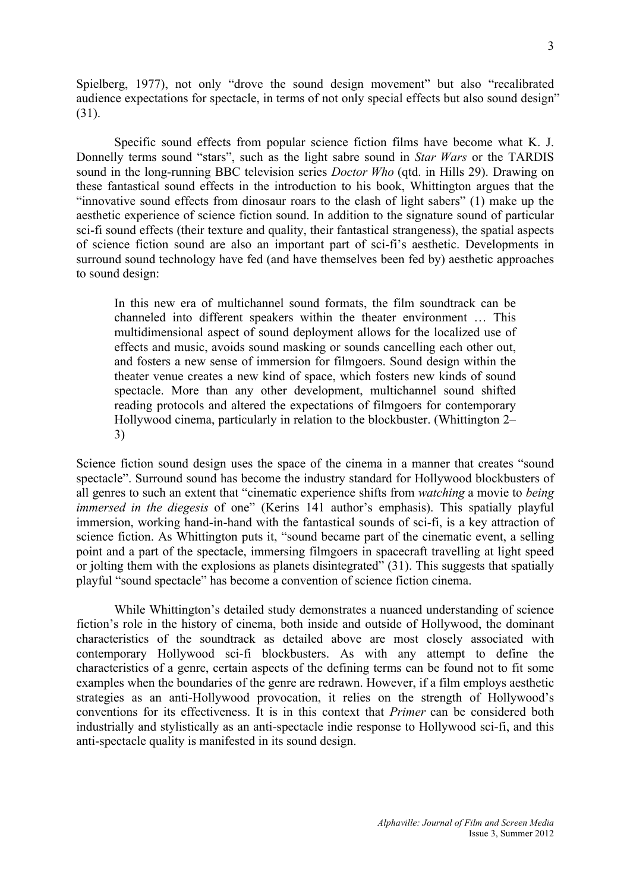Spielberg, 1977), not only "drove the sound design movement" but also "recalibrated audience expectations for spectacle, in terms of not only special effects but also sound design" (31).

Specific sound effects from popular science fiction films have become what K. J. Donnelly terms sound "stars", such as the light sabre sound in *Star Wars* or the TARDIS sound in the long-running BBC television series *Doctor Who* (qtd. in Hills 29). Drawing on these fantastical sound effects in the introduction to his book, Whittington argues that the "innovative sound effects from dinosaur roars to the clash of light sabers" (1) make up the aesthetic experience of science fiction sound. In addition to the signature sound of particular sci-fi sound effects (their texture and quality, their fantastical strangeness), the spatial aspects of science fiction sound are also an important part of sci-fi's aesthetic. Developments in surround sound technology have fed (and have themselves been fed by) aesthetic approaches to sound design:

> In this new era of multichannel sound formats, the film soundtrack can be channeled into different speakers within the theater environment … This multidimensional aspect of sound deployment allows for the localized use of effects and music, avoids sound masking or sounds cancelling each other out, and fosters a new sense of immersion for filmgoers. Sound design within the theater venue creates a new kind of space, which fosters new kinds of sound spectacle. More than any other development, multichannel sound shifted reading protocols and altered the expectations of filmgoers for contemporary Hollywood cinema, particularly in relation to the blockbuster. (Whittington 2–3)

Science fiction sound design uses the space of the cinema in a manner that creates "sound spectacle". Surround sound has become the industry standard for Hollywood blockbusters of all genres to such an extent that "cinematic experience shifts from *watching* a movie to *being immersed in the diegesis* of one" (Kerins 141 author's emphasis). This spatially playful immersion, working hand-in-hand with the fantastical sounds of sci-fi, is a key attraction of science fiction. As Whittington puts it, "sound became part of the cinematic event, a selling point and a part of the spectacle, immersing filmgoers in spacecraft travelling at light speed or jolting them with the explosions as planets disintegrated" (31). This suggests that spatially playful "sound spectacle" has become a convention of science fiction cinema.

While Whittington's detailed study demonstrates a nuanced understanding of science fiction's role in the history of cinema, both inside and outside of Hollywood, the dominant characteristics of the soundtrack as detailed above are most closely associated with contemporary Hollywood sci-fi blockbusters. As with any attempt to define the characteristics of a genre, certain aspects of the defining terms can be found not to fit some examples when the boundaries of the genre are redrawn. However, if a film employs aesthetic strategies as an anti-Hollywood provocation, it relies on the strength of Hollywood's conventions for its effectiveness. It is in this context that *Primer* can be considered both industrially and stylistically as an anti-spectacle indie response to Hollywood sci-fi, and this anti-spectacle quality is manifested in its sound design.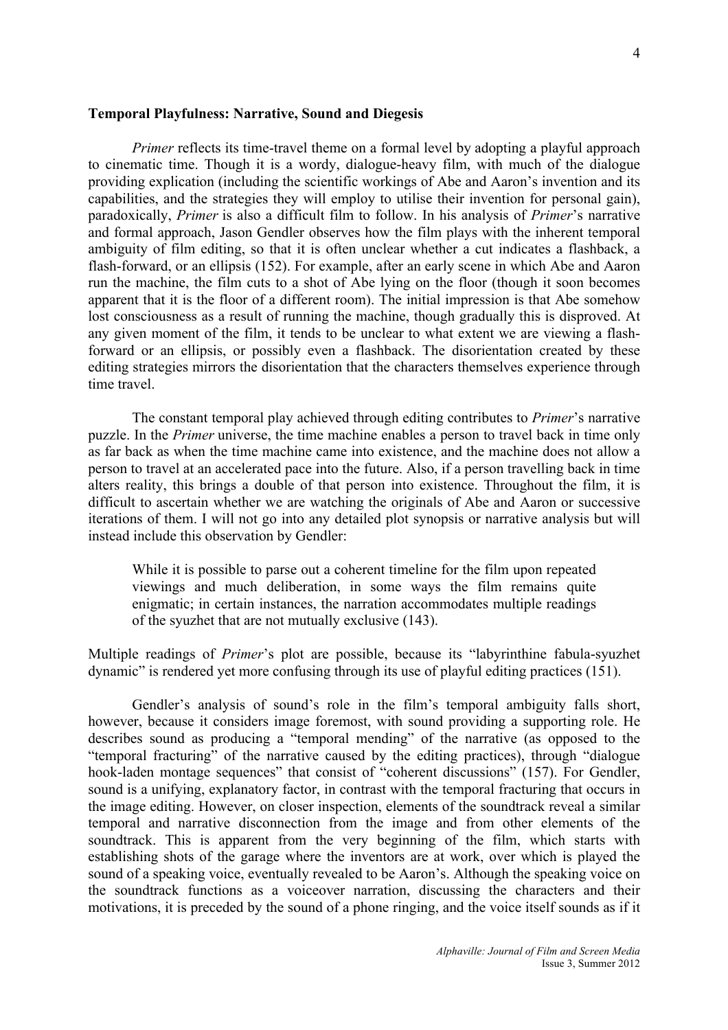**Temporal Playfulness: Narrative, Sound and Diegesis**

*Primer* reflects its time-travel theme on a formal level by adopting a playful approach to cinematic time. Though it is a wordy, dialogue-heavy film, with much of the dialogue providing explication (including the scientific workings of Abe and Aaron's invention and its capabilities, and the strategies they will employ to utilise their invention for personal gain), paradoxically, *Primer* is also a difficult film to follow. In his analysis of *Primer*'s narrative and formal approach, Jason Gendler observes how the film plays with the inherent temporal ambiguity of film editing, so that it is often unclear whether a cut indicates a flashback, a flash-forward, or an ellipsis (152). For example, after an early scene in which Abe and Aaron run the machine, the film cuts to a shot of Abe lying on the floor (though it soon becomes apparent that it is the floor of a different room). The initial impression is that Abe somehow lost consciousness as a result of running the machine, though gradually this is disproved. At any given moment of the film, it tends to be unclear to what extent we are viewing a flash-forward or an ellipsis, or possibly even a flashback. The disorientation created by these editing strategies mirrors the disorientation that the characters themselves experience through time travel.

The constant temporal play achieved through editing contributes to *Primer*'s narrative puzzle. In the *Primer* universe, the time machine enables a person to travel back in time only as far back as when the time machine came into existence, and the machine does not allow a person to travel at an accelerated pace into the future. Also, if a person travelling back in time alters reality, this brings a double of that person into existence. Throughout the film, it is difficult to ascertain whether we are watching the originals of Abe and Aaron or successive iterations of them. I will not go into any detailed plot synopsis or narrative analysis but will instead include this observation by Gendler:

> While it is possible to parse out a coherent timeline for the film upon repeated viewings and much deliberation, in some ways the film remains quite enigmatic; in certain instances, the narration accommodates multiple readings of the syuzhet that are not mutually exclusive (143).

Multiple readings of *Primer*'s plot are possible, because its "labyrinthine fabula-syuzhet dynamic" is rendered yet more confusing through its use of playful editing practices (151).

Gendler's analysis of sound's role in the film's temporal ambiguity falls short, however, because it considers image foremost, with sound providing a supporting role. He describes sound as producing a "temporal mending" of the narrative (as opposed to the "temporal fracturing" of the narrative caused by the editing practices), through "dialogue hook-laden montage sequences" that consist of "coherent discussions" (157). For Gendler, sound is a unifying, explanatory factor, in contrast with the temporal fracturing that occurs in the image editing. However, on closer inspection, elements of the soundtrack reveal a similar temporal and narrative disconnection from the image and from other elements of the soundtrack. This is apparent from the very beginning of the film, which starts with establishing shots of the garage where the inventors are at work, over which is played the sound of a speaking voice, eventually revealed to be Aaron's. Although the speaking voice on the soundtrack functions as a voiceover narration, discussing the characters and their motivations, it is preceded by the sound of a phone ringing, and the voice itself sounds as if it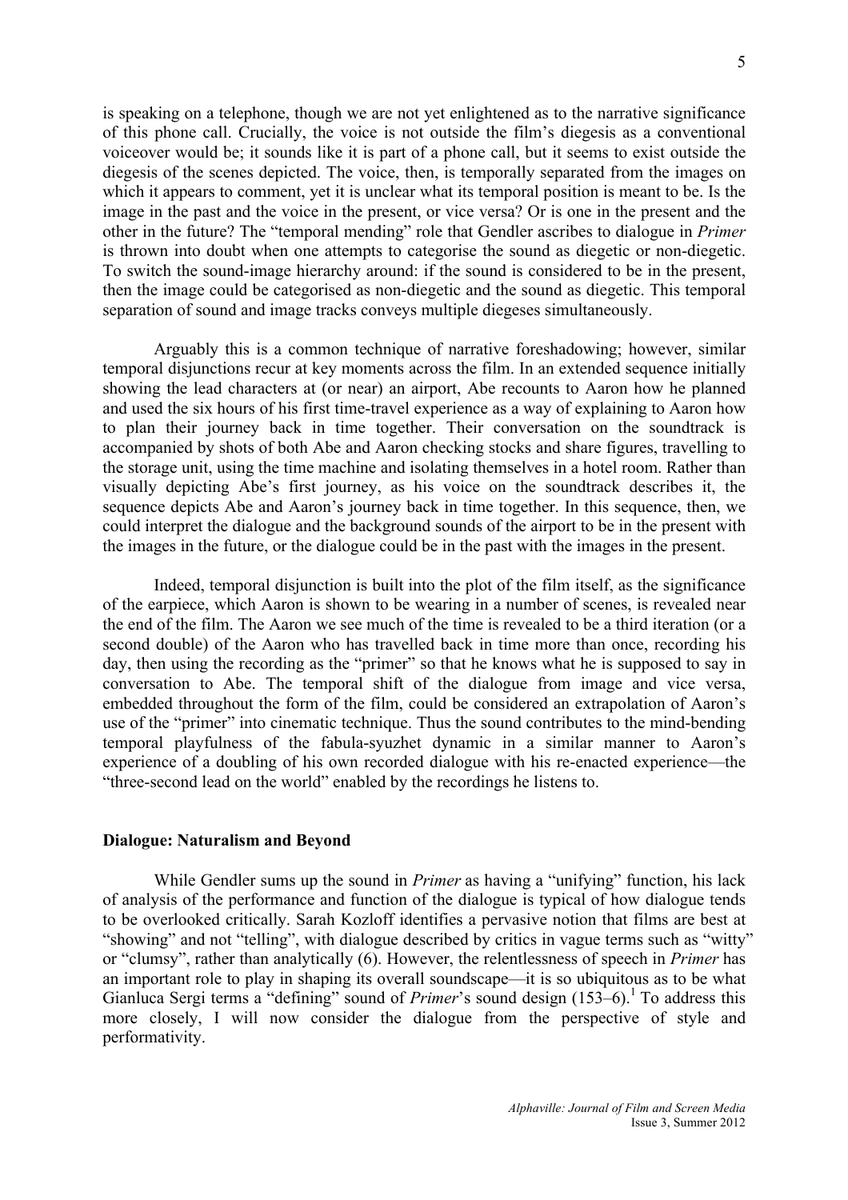is speaking on a telephone, though we are not yet enlightened as to the narrative significance of this phone call. Crucially, the voice is not outside the film's diegesis as a conventional voiceover would be; it sounds like it is part of a phone call, but it seems to exist outside the diegesis of the scenes depicted. The voice, then, is temporally separated from the images on which it appears to comment, yet it is unclear what its temporal position is meant to be. Is the image in the past and the voice in the present, or vice versa? Or is one in the present and the other in the future? The "temporal mending" role that Gendler ascribes to dialogue in *Primer* is thrown into doubt when one attempts to categorise the sound as diegetic or non-diegetic. To switch the sound-image hierarchy around: if the sound is considered to be in the present, then the image could be categorised as non-diegetic and the sound as diegetic. This temporal separation of sound and image tracks conveys multiple diegeses simultaneously.

Arguably this is a common technique of narrative foreshadowing; however, similar temporal disjunctions recur at key moments across the film. In an extended sequence initially showing the lead characters at (or near) an airport, Abe recounts to Aaron how he planned and used the six hours of his first time-travel experience as a way of explaining to Aaron how to plan their journey back in time together. Their conversation on the soundtrack is accompanied by shots of both Abe and Aaron checking stocks and share figures, travelling to the storage unit, using the time machine and isolating themselves in a hotel room. Rather than visually depicting Abe's first journey, as his voice on the soundtrack describes it, the sequence depicts Abe and Aaron's journey back in time together. In this sequence, then, we could interpret the dialogue and the background sounds of the airport to be in the present with the images in the future, or the dialogue could be in the past with the images in the present.

Indeed, temporal disjunction is built into the plot of the film itself, as the significance of the earpiece, which Aaron is shown to be wearing in a number of scenes, is revealed near the end of the film. The Aaron we see much of the time is revealed to be a third iteration (or a second double) of the Aaron who has travelled back in time more than once, recording his day, then using the recording as the "primer" so that he knows what he is supposed to say in conversation to Abe. The temporal shift of the dialogue from image and vice versa, embedded throughout the form of the film, could be considered an extrapolation of Aaron's use of the "primer" into cinematic technique. Thus the sound contributes to the mind-bending temporal playfulness of the fabula-syuzhet dynamic in a similar manner to Aaron's experience of a doubling of his own recorded dialogue with his re-enacted experience—the "three-second lead on the world" enabled by the recordings he listens to.

## Dialogue: Naturalism and Beyond

While Gendler sums up the sound in *Primer* as having a "unifying" function, his lack of analysis of the performance and function of the dialogue is typical of how dialogue tends to be overlooked critically. Sarah Kozloff identifies a pervasive notion that films are best at "showing" and not "telling", with dialogue described by critics in vague terms such as "witty" or "clumsy", rather than analytically (6). However, the relentlessness of speech in *Primer* has an important role to play in shaping its overall soundscape—it is so ubiquitous as to be what Gianluca Sergi terms a "defining" sound of *Primer*'s sound design (153–6).[1] To address this more closely, I will now consider the dialogue from the perspective of style and performativity.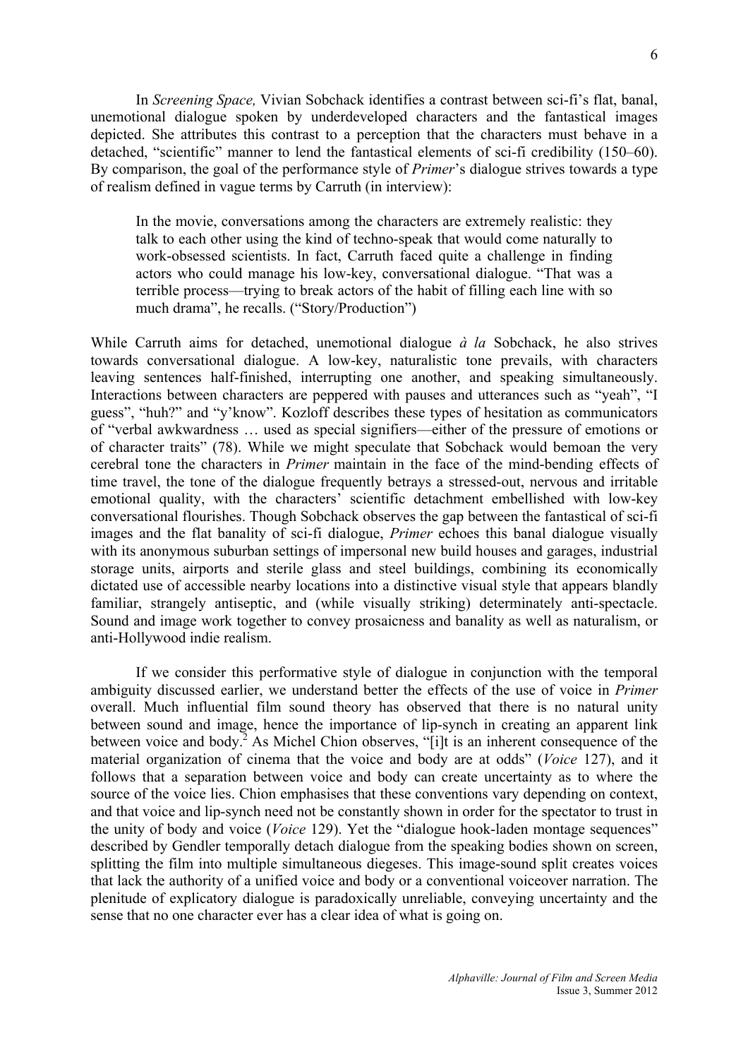In *Screening Space,* Vivian Sobchack identifies a contrast between sci-fi's flat, banal, unemotional dialogue spoken by underdeveloped characters and the fantastical images depicted. She attributes this contrast to a perception that the characters must behave in a detached, "scientific" manner to lend the fantastical elements of sci-fi credibility (150–60). By comparison, the goal of the performance style of *Primer*'s dialogue strives towards a type of realism defined in vague terms by Carruth (in interview):

> In the movie, conversations among the characters are extremely realistic: they talk to each other using the kind of techno-speak that would come naturally to work-obsessed scientists. In fact, Carruth faced quite a challenge in finding actors who could manage his low-key, conversational dialogue. "That was a terrible process—trying to break actors of the habit of filling each line with so much drama", he recalls. ("Story/Production")

While Carruth aims for detached, unemotional dialogue *à la* Sobchack, he also strives towards conversational dialogue. A low-key, naturalistic tone prevails, with characters leaving sentences half-finished, interrupting one another, and speaking simultaneously. Interactions between characters are peppered with pauses and utterances such as "yeah", "I guess", "huh?" and "y'know". Kozloff describes these types of hesitation as communicators of "verbal awkwardness … used as special signifiers—either of the pressure of emotions or of character traits" (78). While we might speculate that Sobchack would bemoan the very cerebral tone the characters in *Primer* maintain in the face of the mind-bending effects of time travel, the tone of the dialogue frequently betrays a stressed-out, nervous and irritable emotional quality, with the characters' scientific detachment embellished with low-key conversational flourishes. Though Sobchack observes the gap between the fantastical of sci-fi images and the flat banality of sci-fi dialogue, *Primer* echoes this banal dialogue visually with its anonymous suburban settings of impersonal new build houses and garages, industrial storage units, airports and sterile glass and steel buildings, combining its economically dictated use of accessible nearby locations into a distinctive visual style that appears blandly familiar, strangely antiseptic, and (while visually striking) determinately anti-spectacle. Sound and image work together to convey prosaicness and banality as well as naturalism, or anti-Hollywood indie realism.

If we consider this performative style of dialogue in conjunction with the temporal ambiguity discussed earlier, we understand better the effects of the use of voice in *Primer* overall. Much influential film sound theory has observed that there is no natural unity between sound and image, hence the importance of lip-synch in creating an apparent link between voice and body.[2] As Michel Chion observes, "[i]t is an inherent consequence of the material organization of cinema that the voice and body are at odds" (*Voice* 127), and it follows that a separation between voice and body can create uncertainty as to where the source of the voice lies. Chion emphasises that these conventions vary depending on context, and that voice and lip-synch need not be constantly shown in order for the spectator to trust in the unity of body and voice (*Voice* 129). Yet the "dialogue hook-laden montage sequences" described by Gendler temporally detach dialogue from the speaking bodies shown on screen, splitting the film into multiple simultaneous diegeses. This image-sound split creates voices that lack the authority of a unified voice and body or a conventional voiceover narration. The plenitude of explicatory dialogue is paradoxically unreliable, conveying uncertainty and the sense that no one character ever has a clear idea of what is going on.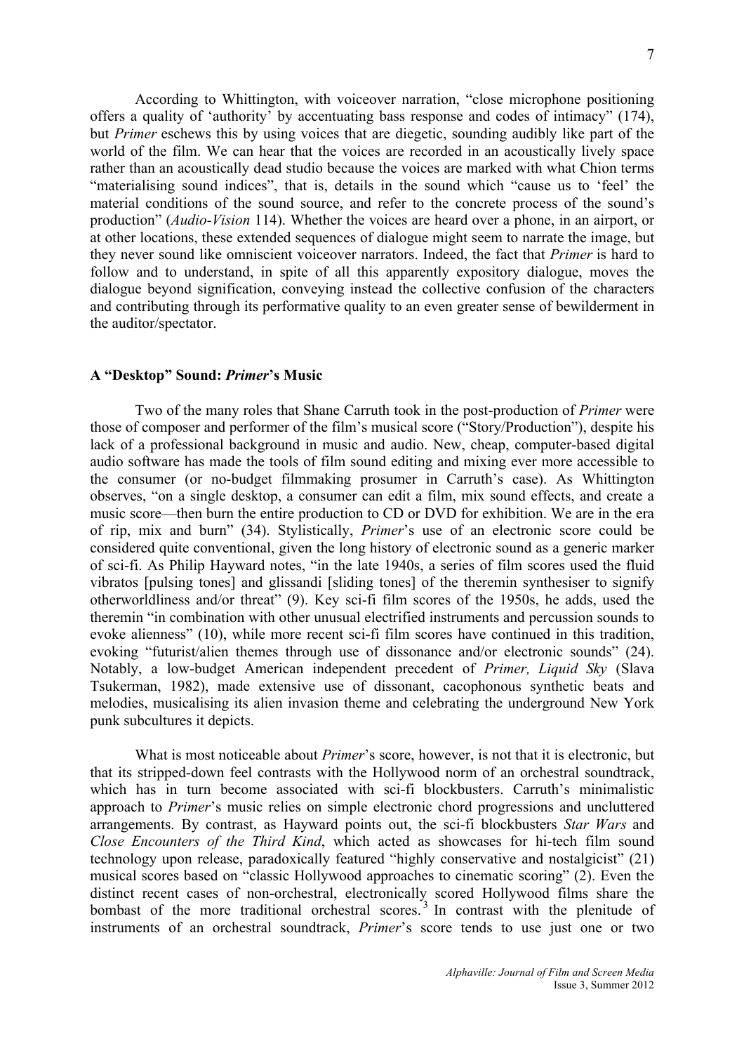According to Whittington, with voiceover narration, "close microphone positioning offers a quality of 'authority' by accentuating bass response and codes of intimacy" (174), but *Primer* eschews this by using voices that are diegetic, sounding audibly like part of the world of the film. We can hear that the voices are recorded in an acoustically lively space rather than an acoustically dead studio because the voices are marked with what Chion terms "materialising sound indices", that is, details in the sound which "cause us to 'feel' the material conditions of the sound source, and refer to the concrete process of the sound's production" (*Audio-Vision* 114). Whether the voices are heard over a phone, in an airport, or at other locations, these extended sequences of dialogue might seem to narrate the image, but they never sound like omniscient voiceover narrators. Indeed, the fact that *Primer* is hard to follow and to understand, in spite of all this apparently expository dialogue, moves the dialogue beyond signification, conveying instead the collective confusion of the characters and contributing through its performative quality to an even greater sense of bewilderment in the auditor/spectator.

## A "Desktop" Sound: *Primer*'s Music

Two of the many roles that Shane Carruth took in the post-production of *Primer* were those of composer and performer of the film's musical score ("Story/Production"), despite his lack of a professional background in music and audio. New, cheap, computer-based digital audio software has made the tools of film sound editing and mixing ever more accessible to the consumer (or no-budget filmmaking prosumer in Carruth's case). As Whittington observes, "on a single desktop, a consumer can edit a film, mix sound effects, and create a music score—then burn the entire production to CD or DVD for exhibition. We are in the era of rip, mix and burn" (34). Stylistically, *Primer*'s use of an electronic score could be considered quite conventional, given the long history of electronic sound as a generic marker of sci-fi. As Philip Hayward notes, "in the late 1940s, a series of film scores used the fluid vibratos [pulsing tones] and glissandi [sliding tones] of the theremin synthesiser to signify otherworldliness and/or threat" (9). Key sci-fi film scores of the 1950s, he adds, used the theremin "in combination with other unusual electrified instruments and percussion sounds to evoke alienness" (10), while more recent sci-fi film scores have continued in this tradition, evoking "futurist/alien themes through use of dissonance and/or electronic sounds" (24). Notably, a low-budget American independent precedent of *Primer, Liquid Sky* (Slava Tsukerman, 1982), made extensive use of dissonant, cacophonous synthetic beats and melodies, musicalising its alien invasion theme and celebrating the underground New York punk subcultures it depicts.

What is most noticeable about *Primer*'s score, however, is not that it is electronic, but that its stripped-down feel contrasts with the Hollywood norm of an orchestral soundtrack, which has in turn become associated with sci-fi blockbusters. Carruth's minimalistic approach to *Primer*'s music relies on simple electronic chord progressions and uncluttered arrangements. By contrast, as Hayward points out, the sci-fi blockbusters *Star Wars* and *Close Encounters of the Third Kind*, which acted as showcases for hi-tech film sound technology upon release, paradoxically featured "highly conservative and nostalgicist" (21) musical scores based on "classic Hollywood approaches to cinematic scoring" (2). Even the distinct recent cases of non-orchestral, electronically scored Hollywood films share the bombast of the more traditional orchestral scores.[3] In contrast with the plenitude of instruments of an orchestral soundtrack, *Primer*'s score tends to use just one or two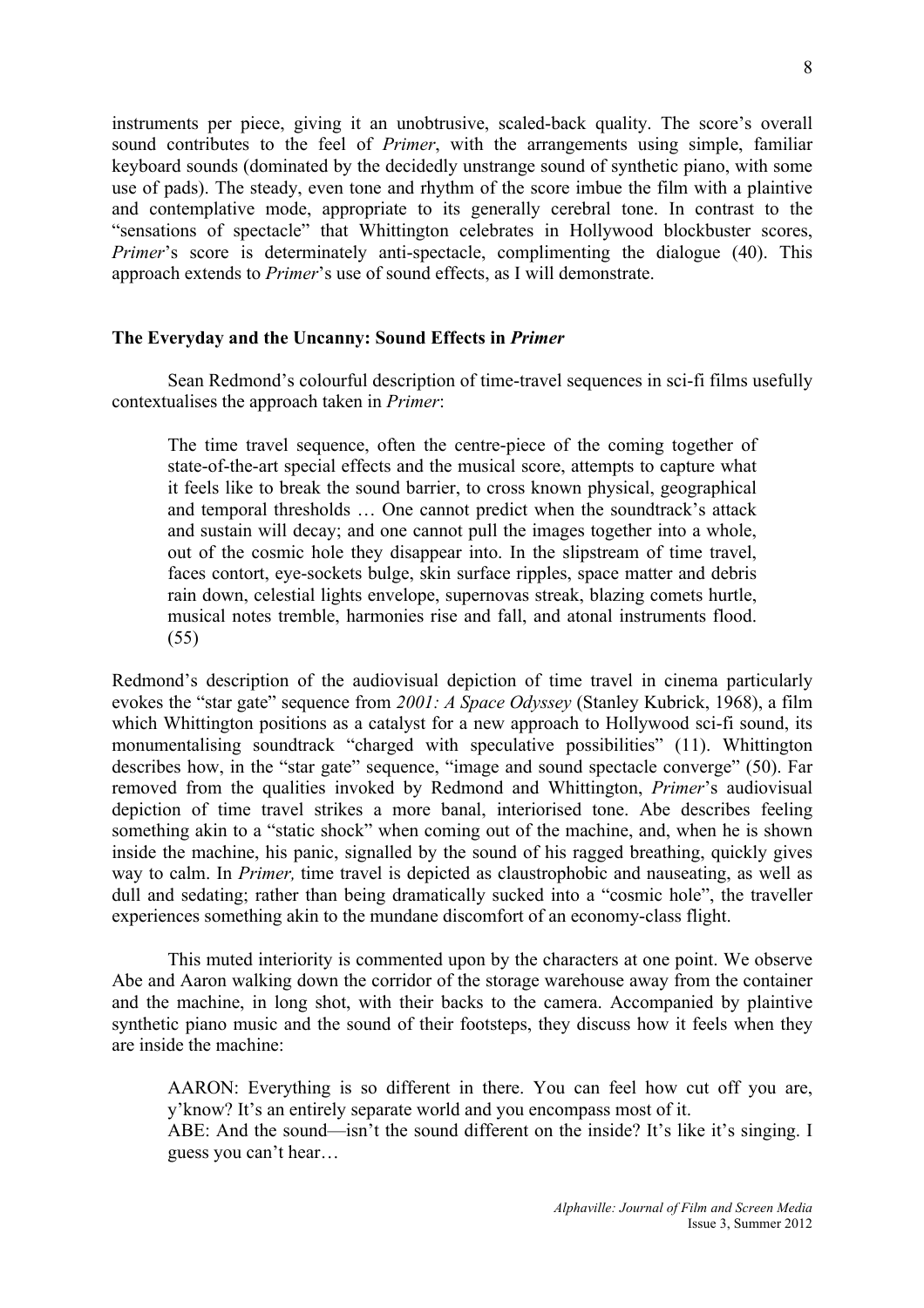instruments per piece, giving it an unobtrusive, scaled-back quality. The score's overall sound contributes to the feel of *Primer*, with the arrangements using simple, familiar keyboard sounds (dominated by the decidedly unstrange sound of synthetic piano, with some use of pads). The steady, even tone and rhythm of the score imbue the film with a plaintive and contemplative mode, appropriate to its generally cerebral tone. In contrast to the "sensations of spectacle" that Whittington celebrates in Hollywood blockbuster scores, *Primer*'s score is determinately anti-spectacle, complimenting the dialogue (40). This approach extends to *Primer*'s use of sound effects, as I will demonstrate.

### The Everyday and the Uncanny: Sound Effects in *Primer*

Sean Redmond's colourful description of time-travel sequences in sci-fi films usefully contextualises the approach taken in *Primer*:

> The time travel sequence, often the centre-piece of the coming together of state-of-the-art special effects and the musical score, attempts to capture what it feels like to break the sound barrier, to cross known physical, geographical and temporal thresholds … One cannot predict when the soundtrack's attack and sustain will decay; and one cannot pull the images together into a whole, out of the cosmic hole they disappear into. In the slipstream of time travel, faces contort, eye-sockets bulge, skin surface ripples, space matter and debris rain down, celestial lights envelope, supernovas streak, blazing comets hurtle, musical notes tremble, harmonies rise and fall, and atonal instruments flood. (55)

Redmond's description of the audiovisual depiction of time travel in cinema particularly evokes the "star gate" sequence from *2001: A Space Odyssey* (Stanley Kubrick, 1968), a film which Whittington positions as a catalyst for a new approach to Hollywood sci-fi sound, its monumentalising soundtrack "charged with speculative possibilities" (11). Whittington describes how, in the "star gate" sequence, "image and sound spectacle converge" (50). Far removed from the qualities invoked by Redmond and Whittington, *Primer*'s audiovisual depiction of time travel strikes a more banal, interiorised tone. Abe describes feeling something akin to a "static shock" when coming out of the machine, and, when he is shown inside the machine, his panic, signalled by the sound of his ragged breathing, quickly gives way to calm. In *Primer,* time travel is depicted as claustrophobic and nauseating, as well as dull and sedating; rather than being dramatically sucked into a "cosmic hole", the traveller experiences something akin to the mundane discomfort of an economy-class flight.

This muted interiority is commented upon by the characters at one point. We observe Abe and Aaron walking down the corridor of the storage warehouse away from the container and the machine, in long shot, with their backs to the camera. Accompanied by plaintive synthetic piano music and the sound of their footsteps, they discuss how it feels when they are inside the machine:

> AARON: Everything is so different in there. You can feel how cut off you are, y'know? It's an entirely separate world and you encompass most of it.
> ABE: And the sound—isn't the sound different on the inside? It's like it's singing. I guess you can't hear…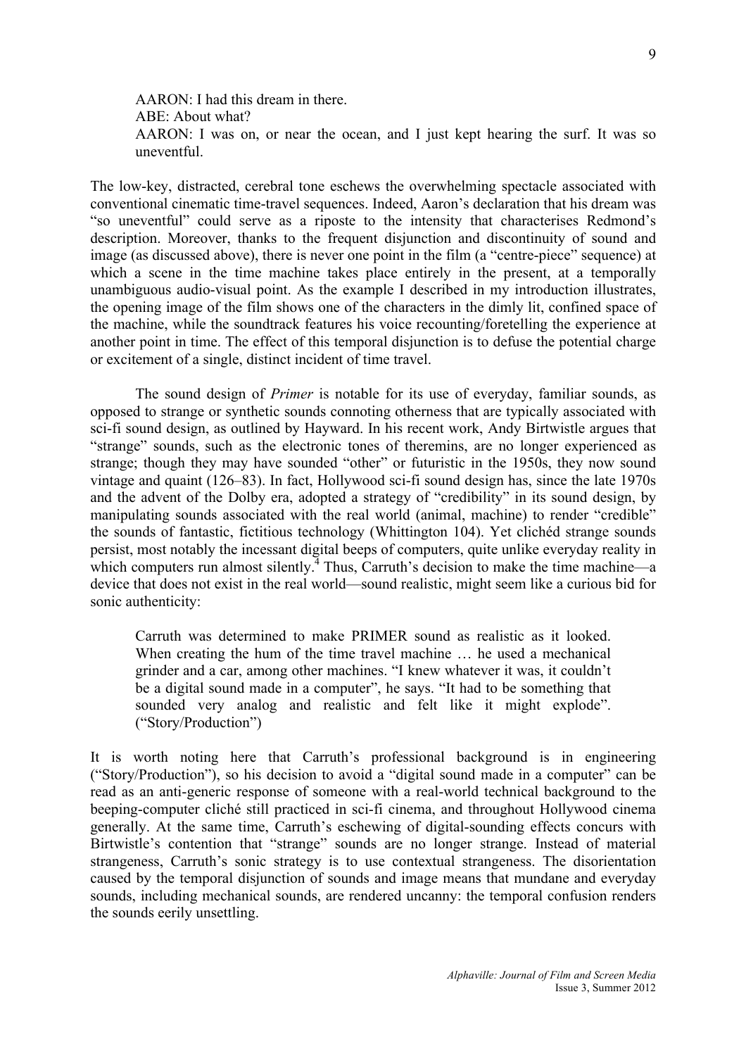> AARON: I had this dream in there.
> ABE: About what?
> AARON: I was on, or near the ocean, and I just kept hearing the surf. It was so uneventful.

The low-key, distracted, cerebral tone eschews the overwhelming spectacle associated with conventional cinematic time-travel sequences. Indeed, Aaron's declaration that his dream was "so uneventful" could serve as a riposte to the intensity that characterises Redmond's description. Moreover, thanks to the frequent disjunction and discontinuity of sound and image (as discussed above), there is never one point in the film (a "centre-piece" sequence) at which a scene in the time machine takes place entirely in the present, at a temporally unambiguous audio-visual point. As the example I described in my introduction illustrates, the opening image of the film shows one of the characters in the dimly lit, confined space of the machine, while the soundtrack features his voice recounting/foretelling the experience at another point in time. The effect of this temporal disjunction is to defuse the potential charge or excitement of a single, distinct incident of time travel.

The sound design of *Primer* is notable for its use of everyday, familiar sounds, as opposed to strange or synthetic sounds connoting otherness that are typically associated with sci-fi sound design, as outlined by Hayward. In his recent work, Andy Birtwistle argues that "strange" sounds, such as the electronic tones of theremins, are no longer experienced as strange; though they may have sounded "other" or futuristic in the 1950s, they now sound vintage and quaint (126–83). In fact, Hollywood sci-fi sound design has, since the late 1970s and the advent of the Dolby era, adopted a strategy of "credibility" in its sound design, by manipulating sounds associated with the real world (animal, machine) to render "credible" the sounds of fantastic, fictitious technology (Whittington 104). Yet clichéd strange sounds persist, most notably the incessant digital beeps of computers, quite unlike everyday reality in which computers run almost silently.[4] Thus, Carruth's decision to make the time machine—a device that does not exist in the real world—sound realistic, might seem like a curious bid for sonic authenticity:

> Carruth was determined to make PRIMER sound as realistic as it looked. When creating the hum of the time travel machine … he used a mechanical grinder and a car, among other machines. "I knew whatever it was, it couldn't be a digital sound made in a computer", he says. "It had to be something that sounded very analog and realistic and felt like it might explode". ("Story/Production")

It is worth noting here that Carruth's professional background is in engineering ("Story/Production"), so his decision to avoid a "digital sound made in a computer" can be read as an anti-generic response of someone with a real-world technical background to the beeping-computer cliché still practiced in sci-fi cinema, and throughout Hollywood cinema generally. At the same time, Carruth's eschewing of digital-sounding effects concurs with Birtwistle's contention that "strange" sounds are no longer strange. Instead of material strangeness, Carruth's sonic strategy is to use contextual strangeness. The disorientation caused by the temporal disjunction of sounds and image means that mundane and everyday sounds, including mechanical sounds, are rendered uncanny: the temporal confusion renders the sounds eerily unsettling.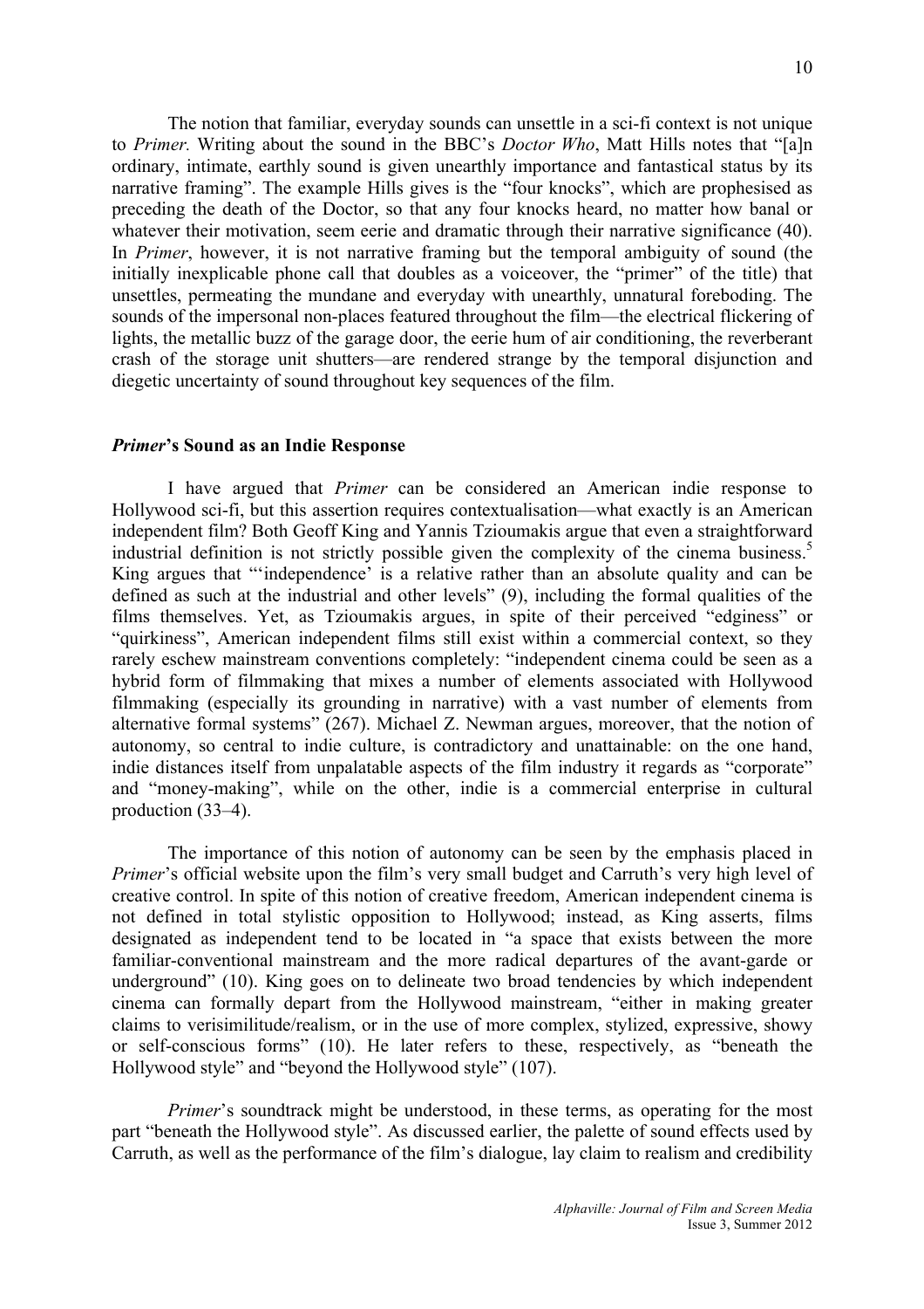The notion that familiar, everyday sounds can unsettle in a sci-fi context is not unique to *Primer.* Writing about the sound in the BBC's *Doctor Who*, Matt Hills notes that "[a]n ordinary, intimate, earthly sound is given unearthly importance and fantastical status by its narrative framing". The example Hills gives is the "four knocks", which are prophesised as preceding the death of the Doctor, so that any four knocks heard, no matter how banal or whatever their motivation, seem eerie and dramatic through their narrative significance (40). In *Primer*, however, it is not narrative framing but the temporal ambiguity of sound (the initially inexplicable phone call that doubles as a voiceover, the "primer" of the title) that unsettles, permeating the mundane and everyday with unearthly, unnatural foreboding. The sounds of the impersonal non-places featured throughout the film—the electrical flickering of lights, the metallic buzz of the garage door, the eerie hum of air conditioning, the reverberant crash of the storage unit shutters—are rendered strange by the temporal disjunction and diegetic uncertainty of sound throughout key sequences of the film.

### ***Primer*'s Sound as an Indie Response**

I have argued that *Primer* can be considered an American indie response to Hollywood sci-fi, but this assertion requires contextualisation—what exactly is an American independent film? Both Geoff King and Yannis Tzioumakis argue that even a straightforward industrial definition is not strictly possible given the complexity of the cinema business.[5] King argues that "'independence' is a relative rather than an absolute quality and can be defined as such at the industrial and other levels" (9), including the formal qualities of the films themselves. Yet, as Tzioumakis argues, in spite of their perceived "edginess" or "quirkiness", American independent films still exist within a commercial context, so they rarely eschew mainstream conventions completely: "independent cinema could be seen as a hybrid form of filmmaking that mixes a number of elements associated with Hollywood filmmaking (especially its grounding in narrative) with a vast number of elements from alternative formal systems" (267). Michael Z. Newman argues, moreover, that the notion of autonomy, so central to indie culture, is contradictory and unattainable: on the one hand, indie distances itself from unpalatable aspects of the film industry it regards as "corporate" and "money-making", while on the other, indie is a commercial enterprise in cultural production (33–4).

The importance of this notion of autonomy can be seen by the emphasis placed in *Primer*'s official website upon the film's very small budget and Carruth's very high level of creative control. In spite of this notion of creative freedom, American independent cinema is not defined in total stylistic opposition to Hollywood; instead, as King asserts, films designated as independent tend to be located in "a space that exists between the more familiar-conventional mainstream and the more radical departures of the avant-garde or underground" (10). King goes on to delineate two broad tendencies by which independent cinema can formally depart from the Hollywood mainstream, "either in making greater claims to verisimilitude/realism, or in the use of more complex, stylized, expressive, showy or self-conscious forms" (10). He later refers to these, respectively, as "beneath the Hollywood style" and "beyond the Hollywood style" (107).

*Primer*'s soundtrack might be understood, in these terms, as operating for the most part "beneath the Hollywood style". As discussed earlier, the palette of sound effects used by Carruth, as well as the performance of the film's dialogue, lay claim to realism and credibility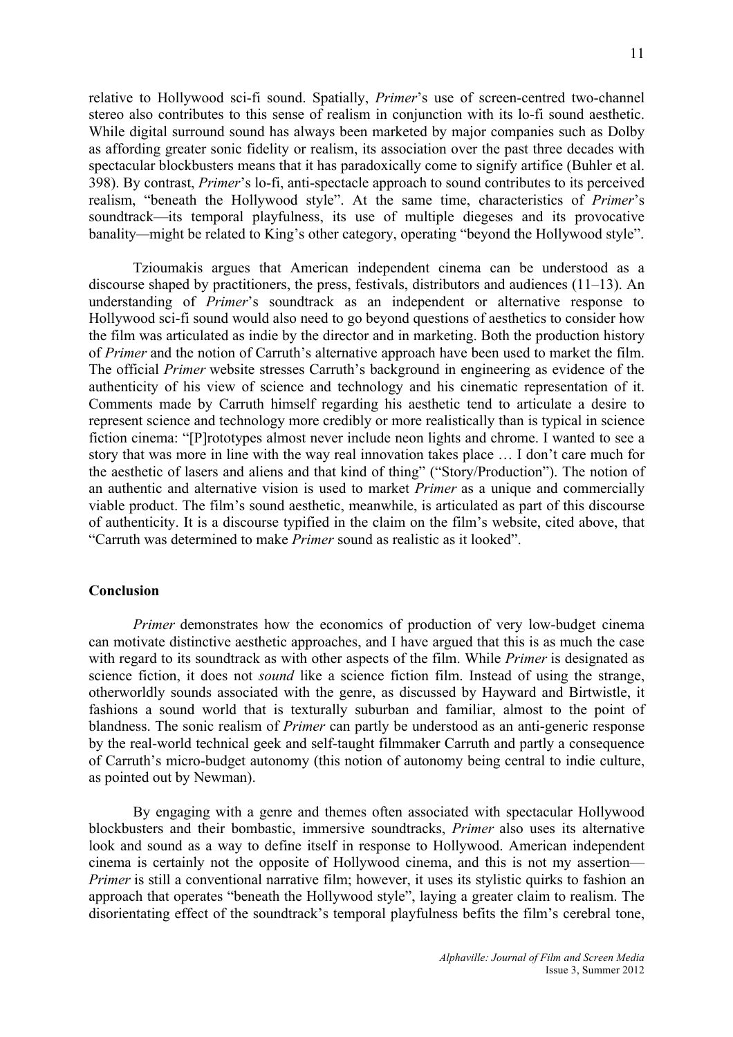relative to Hollywood sci-fi sound. Spatially, *Primer*'s use of screen-centred two-channel stereo also contributes to this sense of realism in conjunction with its lo-fi sound aesthetic. While digital surround sound has always been marketed by major companies such as Dolby as affording greater sonic fidelity or realism, its association over the past three decades with spectacular blockbusters means that it has paradoxically come to signify artifice (Buhler et al. 398). By contrast, *Primer*'s lo-fi, anti-spectacle approach to sound contributes to its perceived realism, "beneath the Hollywood style". At the same time, characteristics of *Primer*'s soundtrack—its temporal playfulness, its use of multiple diegeses and its provocative banality—might be related to King's other category, operating "beyond the Hollywood style".

Tzioumakis argues that American independent cinema can be understood as a discourse shaped by practitioners, the press, festivals, distributors and audiences (11–13). An understanding of *Primer*'s soundtrack as an independent or alternative response to Hollywood sci-fi sound would also need to go beyond questions of aesthetics to consider how the film was articulated as indie by the director and in marketing. Both the production history of *Primer* and the notion of Carruth's alternative approach have been used to market the film. The official *Primer* website stresses Carruth's background in engineering as evidence of the authenticity of his view of science and technology and his cinematic representation of it. Comments made by Carruth himself regarding his aesthetic tend to articulate a desire to represent science and technology more credibly or more realistically than is typical in science fiction cinema: "[P]rototypes almost never include neon lights and chrome. I wanted to see a story that was more in line with the way real innovation takes place … I don't care much for the aesthetic of lasers and aliens and that kind of thing" ("Story/Production"). The notion of an authentic and alternative vision is used to market *Primer* as a unique and commercially viable product. The film's sound aesthetic, meanwhile, is articulated as part of this discourse of authenticity. It is a discourse typified in the claim on the film's website, cited above, that "Carruth was determined to make *Primer* sound as realistic as it looked".

## Conclusion

*Primer* demonstrates how the economics of production of very low-budget cinema can motivate distinctive aesthetic approaches, and I have argued that this is as much the case with regard to its soundtrack as with other aspects of the film. While *Primer* is designated as science fiction, it does not *sound* like a science fiction film. Instead of using the strange, otherworldly sounds associated with the genre, as discussed by Hayward and Birtwistle, it fashions a sound world that is texturally suburban and familiar, almost to the point of blandness. The sonic realism of *Primer* can partly be understood as an anti-generic response by the real-world technical geek and self-taught filmmaker Carruth and partly a consequence of Carruth's micro-budget autonomy (this notion of autonomy being central to indie culture, as pointed out by Newman).

By engaging with a genre and themes often associated with spectacular Hollywood blockbusters and their bombastic, immersive soundtracks, *Primer* also uses its alternative look and sound as a way to define itself in response to Hollywood. American independent cinema is certainly not the opposite of Hollywood cinema, and this is not my assertion—*Primer* is still a conventional narrative film; however, it uses its stylistic quirks to fashion an approach that operates "beneath the Hollywood style", laying a greater claim to realism. The disorientating effect of the soundtrack's temporal playfulness befits the film's cerebral tone,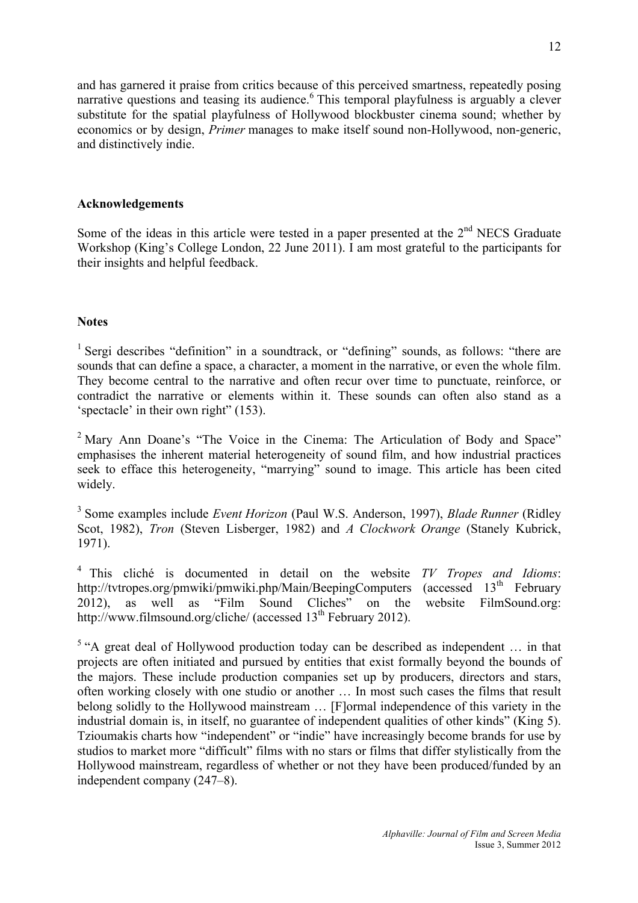and has garnered it praise from critics because of this perceived smartness, repeatedly posing narrative questions and teasing its audience.[6] This temporal playfulness is arguably a clever substitute for the spatial playfulness of Hollywood blockbuster cinema sound; whether by economics or by design, *Primer* manages to make itself sound non-Hollywood, non-generic, and distinctively indie.

## Acknowledgements

Some of the ideas in this article were tested in a paper presented at the 2nd NECS Graduate Workshop (King's College London, 22 June 2011). I am most grateful to the participants for their insights and helpful feedback.

## Notes

[1] Sergi describes "definition" in a soundtrack, or "defining" sounds, as follows: "there are sounds that can define a space, a character, a moment in the narrative, or even the whole film. They become central to the narrative and often recur over time to punctuate, reinforce, or contradict the narrative or elements within it. These sounds can often also stand as a 'spectacle' in their own right" (153).

[2] Mary Ann Doane's "The Voice in the Cinema: The Articulation of Body and Space" emphasises the inherent material heterogeneity of sound film, and how industrial practices seek to efface this heterogeneity, "marrying" sound to image. This article has been cited widely.

[3] Some examples include *Event Horizon* (Paul W.S. Anderson, 1997), *Blade Runner* (Ridley Scot, 1982), *Tron* (Steven Lisberger, 1982) and *A Clockwork Orange* (Stanely Kubrick, 1971).

[4] This cliché is documented in detail on the website *TV Tropes and Idioms*: http://tvtropes.org/pmwiki/pmwiki.php/Main/BeepingComputers (accessed 13th February 2012), as well as "Film Sound Cliches" on the website FilmSound.org: http://www.filmsound.org/cliche/ (accessed 13th February 2012).

[5] "A great deal of Hollywood production today can be described as independent … in that projects are often initiated and pursued by entities that exist formally beyond the bounds of the majors. These include production companies set up by producers, directors and stars, often working closely with one studio or another … In most such cases the films that result belong solidly to the Hollywood mainstream … [F]ormal independence of this variety in the industrial domain is, in itself, no guarantee of independent qualities of other kinds" (King 5). Tzioumakis charts how "independent" or "indie" have increasingly become brands for use by studios to market more "difficult" films with no stars or films that differ stylistically from the Hollywood mainstream, regardless of whether or not they have been produced/funded by an independent company (247–8).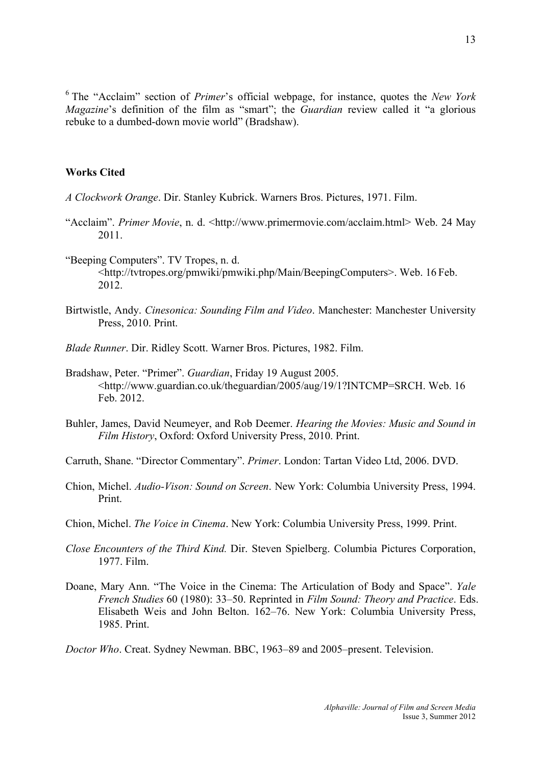[6] The "Acclaim" section of *Primer*'s official webpage, for instance, quotes the *New York Magazine*'s definition of the film as "smart"; the *Guardian* review called it "a glorious rebuke to a dumbed-down movie world" (Bradshaw).

**Works Cited**

*A Clockwork Orange*. Dir. Stanley Kubrick. Warners Bros. Pictures, 1971. Film.

"Acclaim". *Primer Movie*, n. d. <http://www.primermovie.com/acclaim.html> Web. 24 May 2011.

"Beeping Computers". TV Tropes, n. d. <http://tvtropes.org/pmwiki/pmwiki.php/Main/BeepingComputers>. Web. 16 Feb. 2012.

Birtwistle, Andy. *Cinesonica: Sounding Film and Video*. Manchester: Manchester University Press, 2010. Print.

*Blade Runner*. Dir. Ridley Scott. Warner Bros. Pictures, 1982. Film.

Bradshaw, Peter. "Primer". *Guardian*, Friday 19 August 2005. <http://www.guardian.co.uk/theguardian/2005/aug/19/1?INTCMP=SRCH. Web. 16 Feb. 2012.

Buhler, James, David Neumeyer, and Rob Deemer. *Hearing the Movies: Music and Sound in Film History*, Oxford: Oxford University Press, 2010. Print.

Carruth, Shane. "Director Commentary". *Primer*. London: Tartan Video Ltd, 2006. DVD.

Chion, Michel. *Audio-Vison: Sound on Screen*. New York: Columbia University Press, 1994. Print.

Chion, Michel. *The Voice in Cinema*. New York: Columbia University Press, 1999. Print.

*Close Encounters of the Third Kind.* Dir. Steven Spielberg. Columbia Pictures Corporation, 1977. Film.

Doane, Mary Ann. "The Voice in the Cinema: The Articulation of Body and Space". *Yale French Studies* 60 (1980): 33–50. Reprinted in *Film Sound: Theory and Practice*. Eds. Elisabeth Weis and John Belton. 162–76. New York: Columbia University Press, 1985. Print.

*Doctor Who*. Creat. Sydney Newman. BBC, 1963–89 and 2005–present. Television.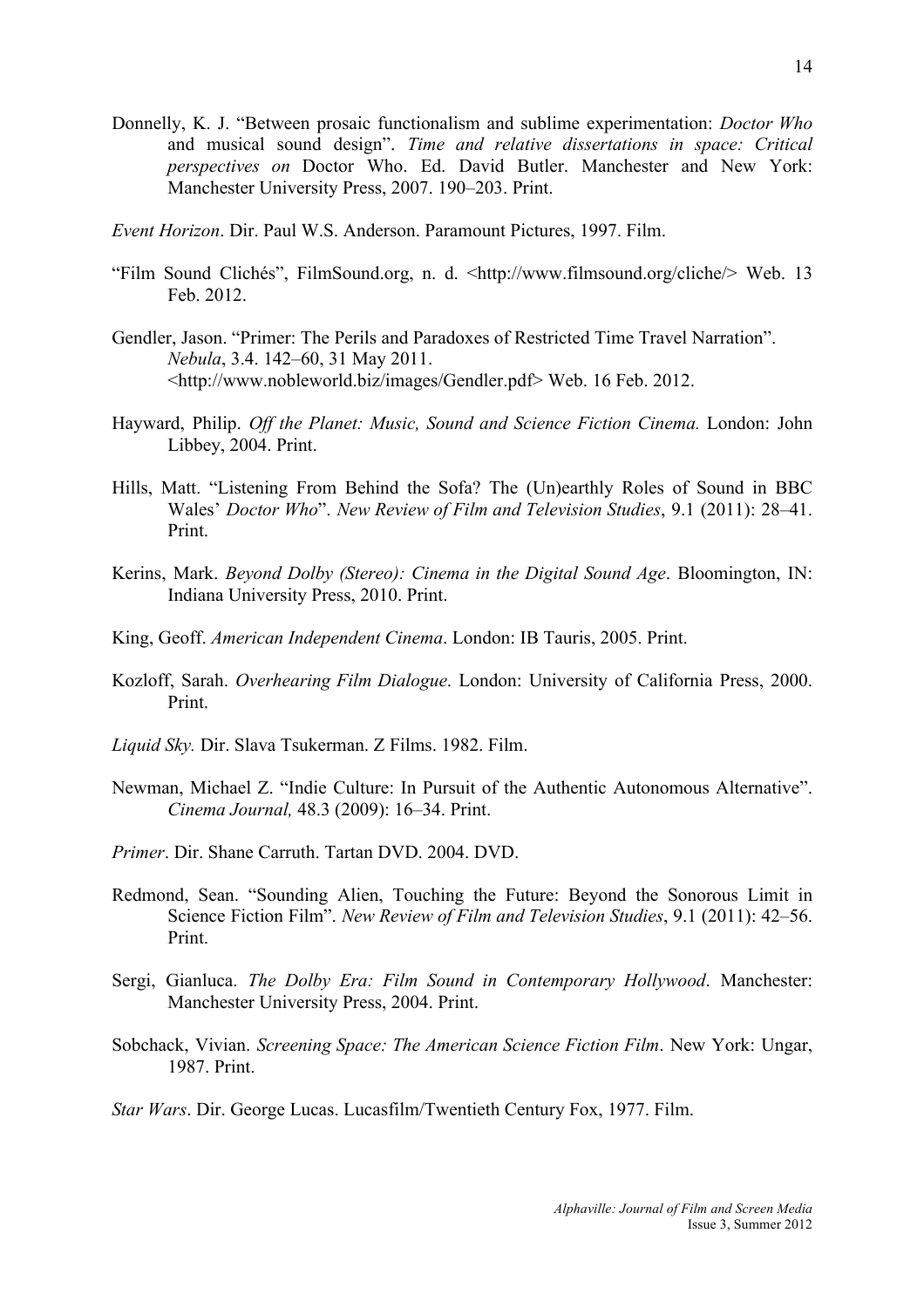Donnelly, K. J. "Between prosaic functionalism and sublime experimentation: *Doctor Who* and musical sound design". *Time and relative dissertations in space: Critical perspectives on* Doctor Who. Ed. David Butler. Manchester and New York: Manchester University Press, 2007. 190–203. Print.

*Event Horizon*. Dir. Paul W.S. Anderson. Paramount Pictures, 1997. Film.

"Film Sound Clichés", FilmSound.org, n. d. <http://www.filmsound.org/cliche/> Web. 13 Feb. 2012.

Gendler, Jason. "Primer: The Perils and Paradoxes of Restricted Time Travel Narration". *Nebula*, 3.4. 142–60, 31 May 2011. <http://www.nobleworld.biz/images/Gendler.pdf> Web. 16 Feb. 2012.

Hayward, Philip. *Off the Planet: Music, Sound and Science Fiction Cinema.* London: John Libbey, 2004. Print.

Hills, Matt. "Listening From Behind the Sofa? The (Un)earthly Roles of Sound in BBC Wales' *Doctor Who*". *New Review of Film and Television Studies*, 9.1 (2011): 28–41. Print.

Kerins, Mark. *Beyond Dolby (Stereo): Cinema in the Digital Sound Age*. Bloomington, IN: Indiana University Press, 2010. Print.

King, Geoff. *American Independent Cinema*. London: IB Tauris, 2005. Print.

Kozloff, Sarah. *Overhearing Film Dialogue*. London: University of California Press, 2000. Print.

*Liquid Sky.* Dir. Slava Tsukerman. Z Films. 1982. Film.

Newman, Michael Z. "Indie Culture: In Pursuit of the Authentic Autonomous Alternative". *Cinema Journal,* 48.3 (2009): 16–34. Print.

*Primer*. Dir. Shane Carruth. Tartan DVD. 2004. DVD.

Redmond, Sean. "Sounding Alien, Touching the Future: Beyond the Sonorous Limit in Science Fiction Film". *New Review of Film and Television Studies*, 9.1 (2011): 42–56. Print.

Sergi, Gianluca. *The Dolby Era: Film Sound in Contemporary Hollywood*. Manchester: Manchester University Press, 2004. Print.

Sobchack, Vivian. *Screening Space: The American Science Fiction Film*. New York: Ungar, 1987. Print.

*Star Wars*. Dir. George Lucas. Lucasfilm/Twentieth Century Fox, 1977. Film.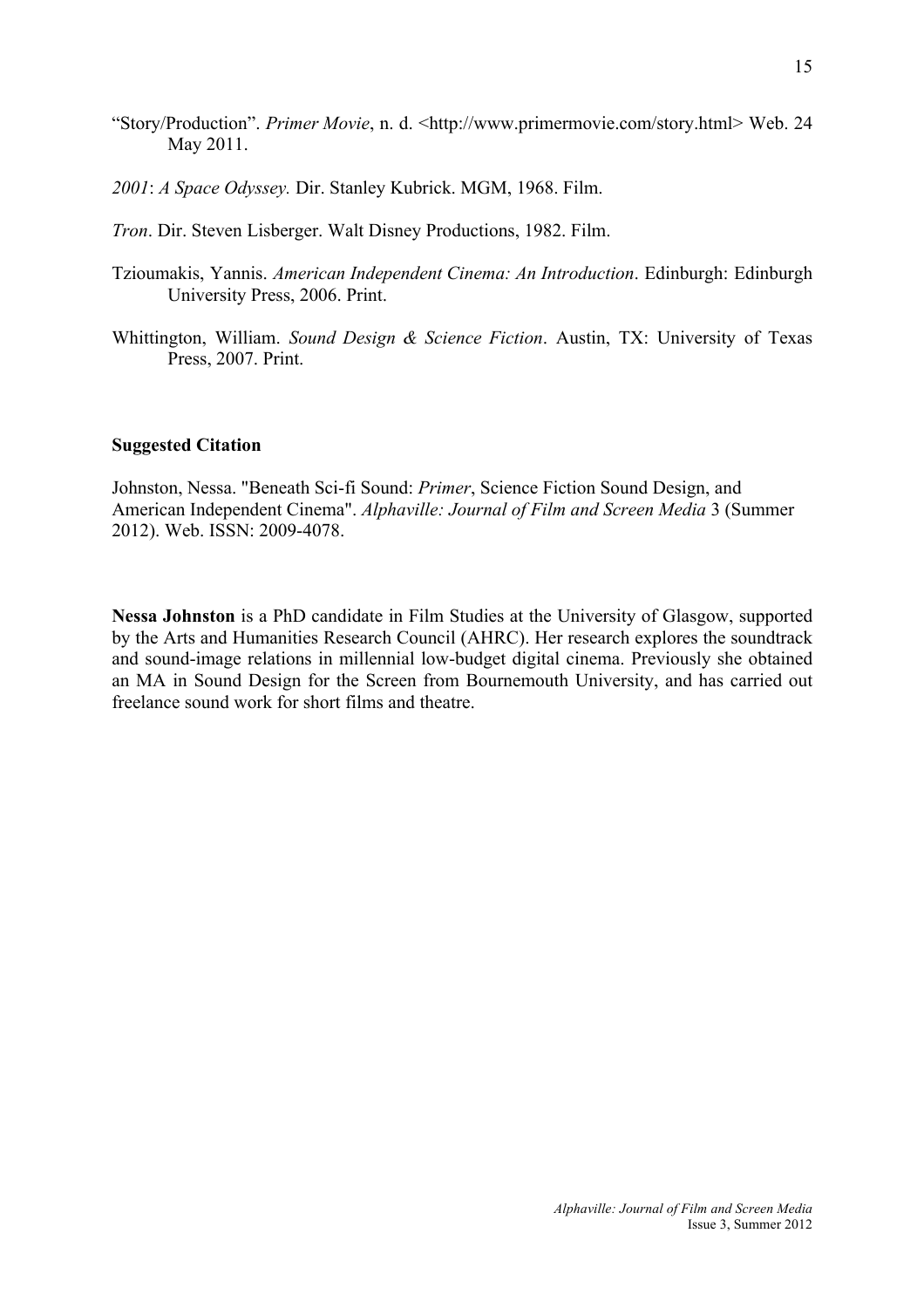"Story/Production". *Primer Movie*, n. d. <http://www.primermovie.com/story.html> Web. 24 May 2011.

*2001*: *A Space Odyssey.* Dir. Stanley Kubrick. MGM, 1968. Film.

*Tron*. Dir. Steven Lisberger. Walt Disney Productions, 1982. Film.

Tzioumakis, Yannis. *American Independent Cinema: An Introduction*. Edinburgh: Edinburgh University Press, 2006. Print.

Whittington, William. *Sound Design & Science Fiction*. Austin, TX: University of Texas Press, 2007. Print.

**Suggested Citation**

Johnston, Nessa. "Beneath Sci-fi Sound: *Primer*, Science Fiction Sound Design, and American Independent Cinema". *Alphaville: Journal of Film and Screen Media* 3 (Summer 2012). Web. ISSN: 2009-4078.

**Nessa Johnston** is a PhD candidate in Film Studies at the University of Glasgow, supported by the Arts and Humanities Research Council (AHRC). Her research explores the soundtrack and sound-image relations in millennial low-budget digital cinema. Previously she obtained an MA in Sound Design for the Screen from Bournemouth University, and has carried out freelance sound work for short films and theatre.